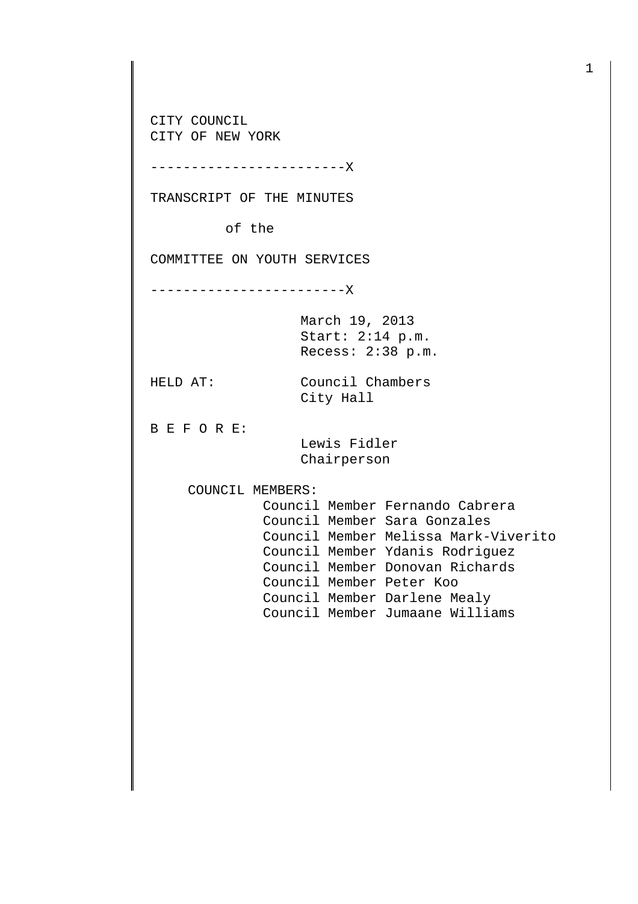CITY COUNCIL
CITY OF NEW YORK

------------------------X

TRANSCRIPT OF THE MINUTES

of the

COMMITTEE ON YOUTH SERVICES

------------------------X

March 19, 2013
Start: 2:14 p.m.
Recess: 2:38 p.m.

HELD AT: Council Chambers
City Hall

B E F O R E:
Lewis Fidler
Chairperson

COUNCIL MEMBERS:
Council Member Fernando Cabrera
Council Member Sara Gonzales
Council Member Melissa Mark-Viverito
Council Member Ydanis Rodriguez
Council Member Donovan Richards
Council Member Peter Koo
Council Member Darlene Mealy
Council Member Jumaane Williams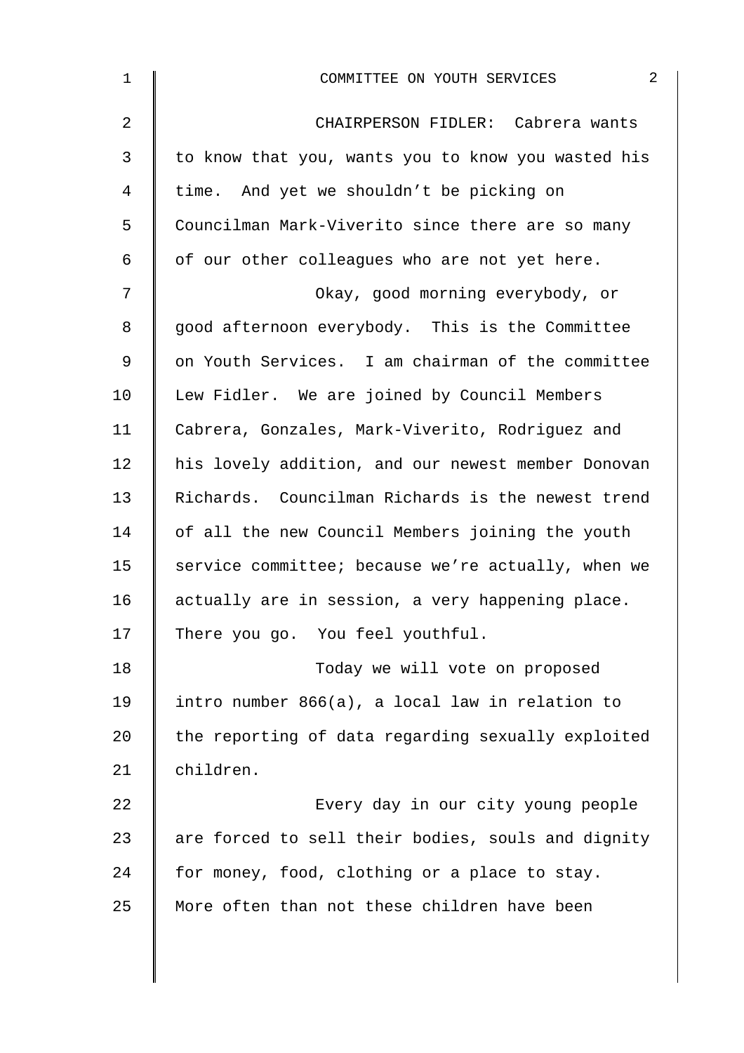CHAIRPERSON FIDLER: Cabrera wants to know that you, wants you to know you wasted his time. And yet we shouldn't be picking on Councilman Mark-Viverito since there are so many of our other colleagues who are not yet here.

Okay, good morning everybody, or good afternoon everybody. This is the Committee on Youth Services. I am chairman of the committee Lew Fidler. We are joined by Council Members Cabrera, Gonzales, Mark-Viverito, Rodriguez and his lovely addition, and our newest member Donovan Richards. Councilman Richards is the newest trend of all the new Council Members joining the youth service committee; because we're actually, when we actually are in session, a very happening place. There you go. You feel youthful.

Today we will vote on proposed intro number 866(a), a local law in relation to the reporting of data regarding sexually exploited children.

Every day in our city young people are forced to sell their bodies, souls and dignity for money, food, clothing or a place to stay. More often than not these children have been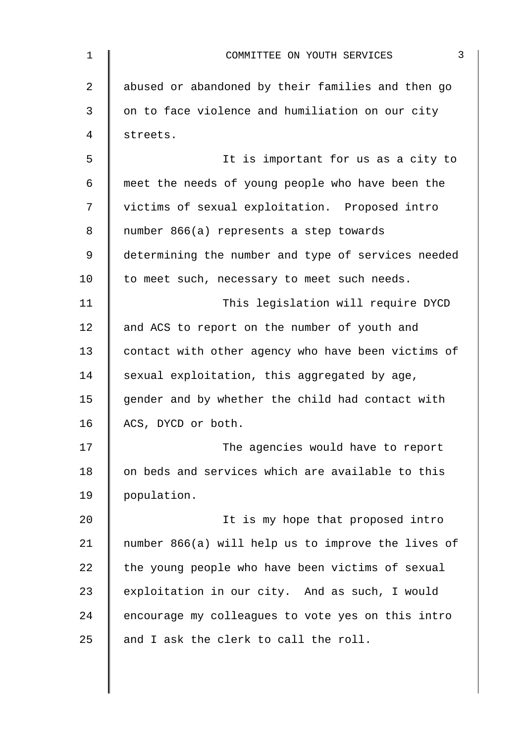abused or abandoned by their families and then go on to face violence and humiliation on our city streets.

It is important for us as a city to meet the needs of young people who have been the victims of sexual exploitation. Proposed intro number 866(a) represents a step towards determining the number and type of services needed to meet such, necessary to meet such needs.

This legislation will require DYCD and ACS to report on the number of youth and contact with other agency who have been victims of sexual exploitation, this aggregated by age, gender and by whether the child had contact with ACS, DYCD or both.

The agencies would have to report on beds and services which are available to this population.

It is my hope that proposed intro number 866(a) will help us to improve the lives of the young people who have been victims of sexual exploitation in our city. And as such, I would encourage my colleagues to vote yes on this intro and I ask the clerk to call the roll.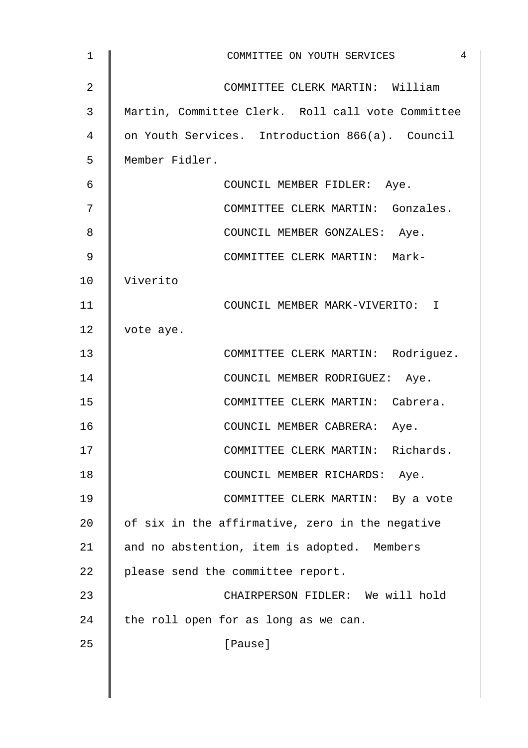COMMITTEE CLERK MARTIN: William Martin, Committee Clerk. Roll call vote Committee on Youth Services. Introduction 866(a). Council Member Fidler.

COUNCIL MEMBER FIDLER: Aye.

COMMITTEE CLERK MARTIN: Gonzales.

COUNCIL MEMBER GONZALES: Aye.

COMMITTEE CLERK MARTIN: Mark-Viverito

COUNCIL MEMBER MARK-VIVERITO: I vote aye.

COMMITTEE CLERK MARTIN: Rodriguez.

COUNCIL MEMBER RODRIGUEZ: Aye.

COMMITTEE CLERK MARTIN: Cabrera.

COUNCIL MEMBER CABRERA: Aye.

COMMITTEE CLERK MARTIN: Richards.

COUNCIL MEMBER RICHARDS: Aye.

COMMITTEE CLERK MARTIN: By a vote of six in the affirmative, zero in the negative and no abstention, item is adopted. Members please send the committee report.

CHAIRPERSON FIDLER: We will hold the roll open for as long as we can.

[Pause]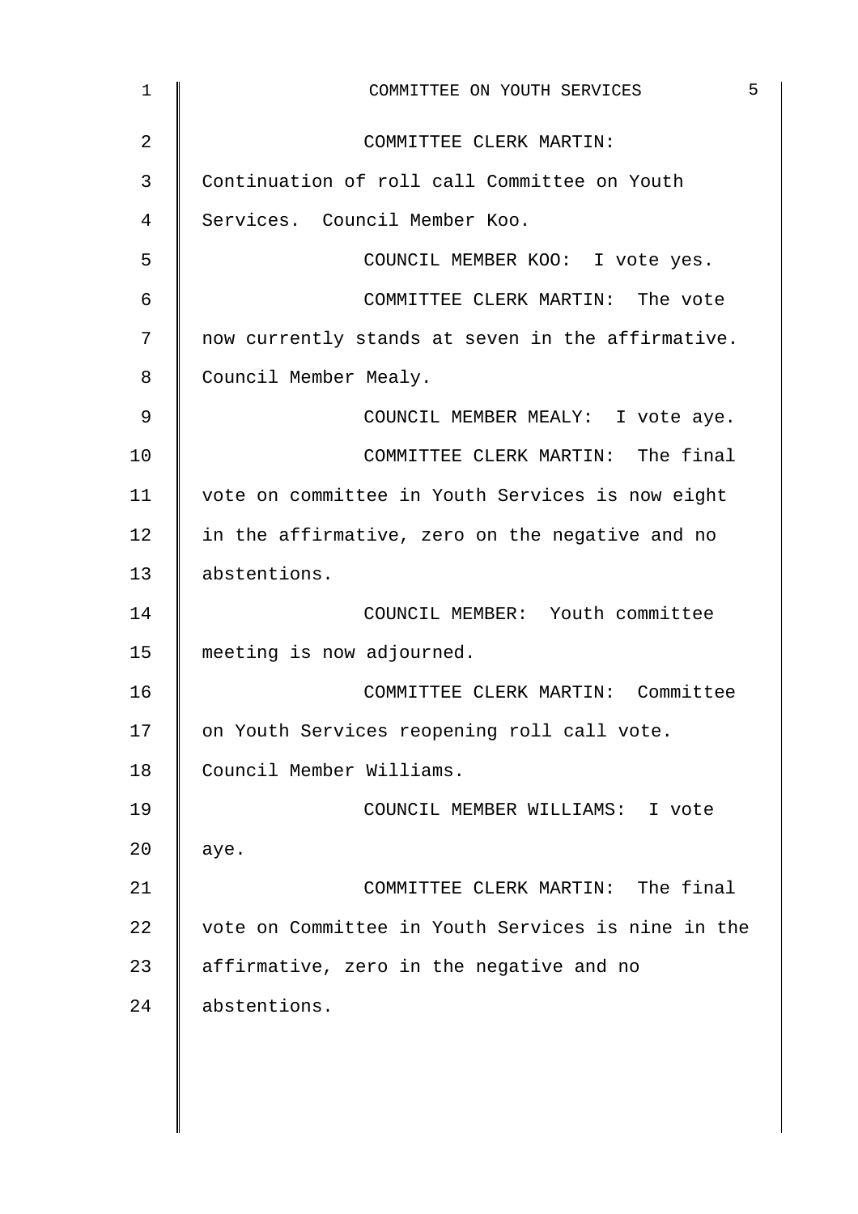COMMITTEE CLERK MARTIN: Continuation of roll call Committee on Youth Services. Council Member Koo.

COUNCIL MEMBER KOO: I vote yes.

COMMITTEE CLERK MARTIN: The vote now currently stands at seven in the affirmative. Council Member Mealy.

COUNCIL MEMBER MEALY: I vote aye.

COMMITTEE CLERK MARTIN: The final vote on committee in Youth Services is now eight in the affirmative, zero on the negative and no abstentions.

COUNCIL MEMBER: Youth committee meeting is now adjourned.

COMMITTEE CLERK MARTIN: Committee on Youth Services reopening roll call vote. Council Member Williams.

COUNCIL MEMBER WILLIAMS: I vote aye.

COMMITTEE CLERK MARTIN: The final vote on Committee in Youth Services is nine in the affirmative, zero in the negative and no abstentions.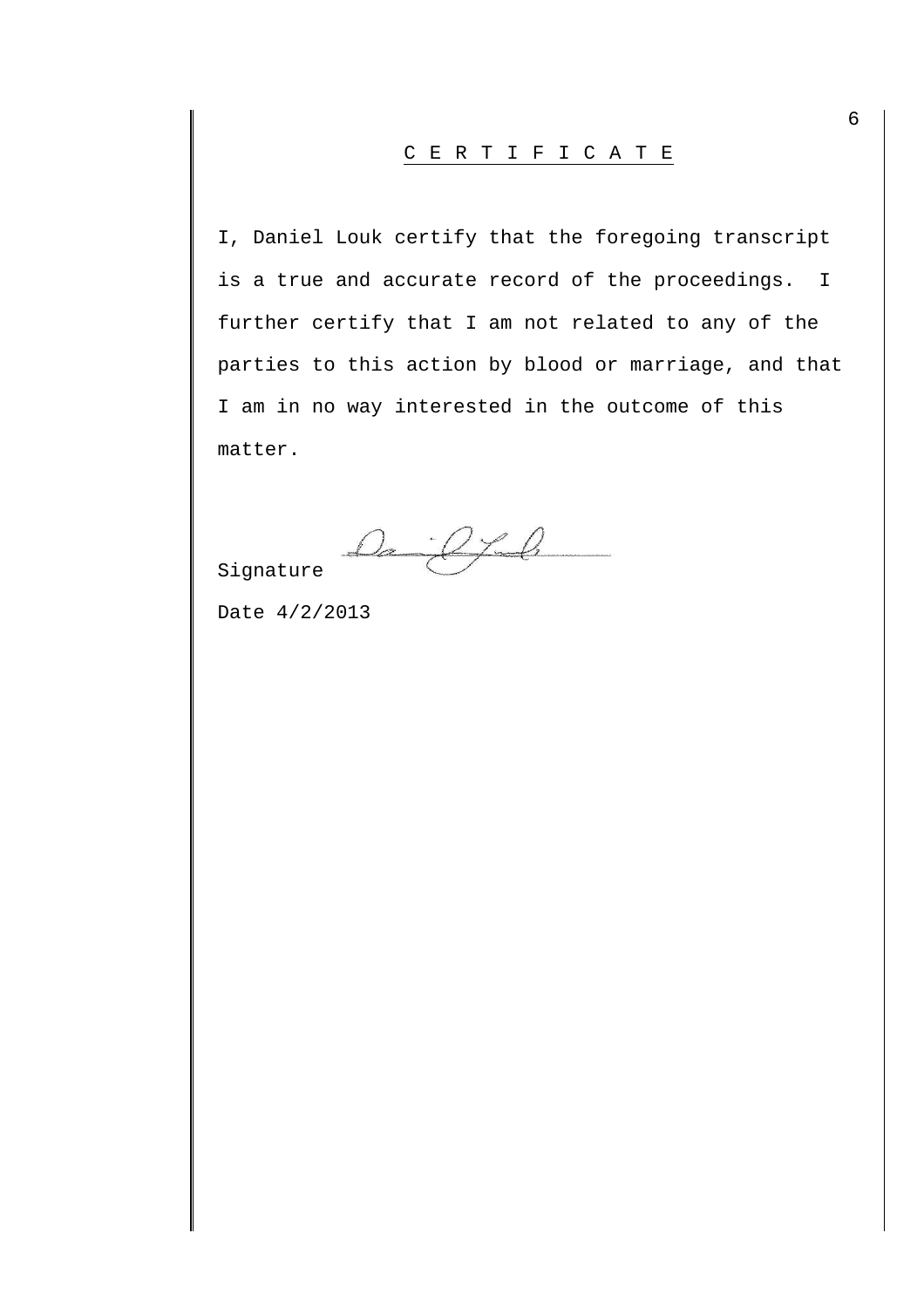# C E R T I F I C A T E

I, Daniel Louk certify that the foregoing transcript is a true and accurate record of the proceedings. I further certify that I am not related to any of the parties to this action by blood or marriage, and that I am in no way interested in the outcome of this matter.

Signature

Date 4/2/2013